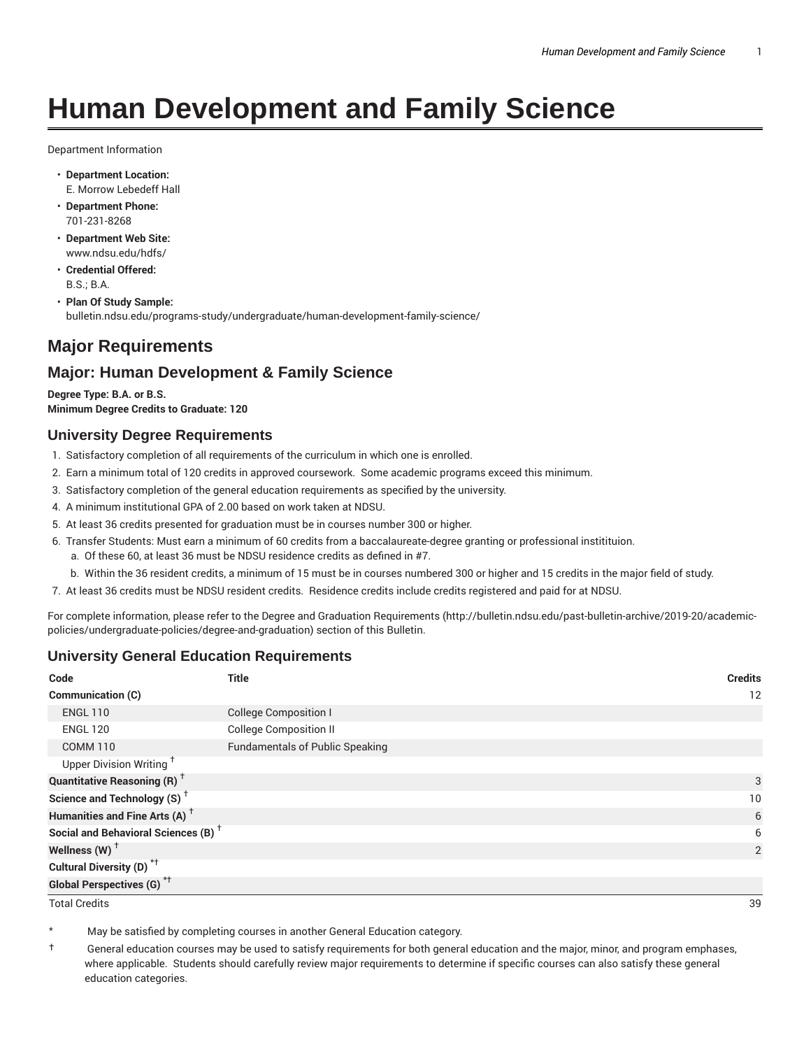# Human Development and Family Science

Department Information

- **Department Location:** E. Morrow Lebedeff Hall
- **Department Phone:** 701-231-8268
- **Department Web Site:** www.ndsu.edu/hdfs/
- **Credential Offered:** B.S.; B.A.
- **Plan Of Study Sample:** bulletin.ndsu.edu/programs-study/undergraduate/human-development-family-science/

## Major Requirements

## Major: Human Development & Family Science

**Degree Type: B.A. or B.S.**
**Minimum Degree Credits to Graduate: 120**

### University Degree Requirements

1. Satisfactory completion of all requirements of the curriculum in which one is enrolled.
2. Earn a minimum total of 120 credits in approved coursework. Some academic programs exceed this minimum.
3. Satisfactory completion of the general education requirements as specified by the university.
4. A minimum institutional GPA of 2.00 based on work taken at NDSU.
5. At least 36 credits presented for graduation must be in courses number 300 or higher.
6. Transfer Students: Must earn a minimum of 60 credits from a baccalaureate-degree granting or professional institituion.
   a. Of these 60, at least 36 must be NDSU residence credits as defined in #7.
   b. Within the 36 resident credits, a minimum of 15 must be in courses numbered 300 or higher and 15 credits in the major field of study.
7. At least 36 credits must be NDSU resident credits. Residence credits include credits registered and paid for at NDSU.

For complete information, please refer to the Degree and Graduation Requirements (http://bulletin.ndsu.edu/past-bulletin-archive/2019-20/academic-policies/undergraduate-policies/degree-and-graduation) section of this Bulletin.

### University General Education Requirements

| Code | Title | Credits |
|---|---|---|
| **Communication (C)** | | 12 |
| ENGL 110 | College Composition I | |
| ENGL 120 | College Composition II | |
| COMM 110 | Fundamentals of Public Speaking | |
| Upper Division Writing † | | |
| **Quantitative Reasoning (R) †** | | 3 |
| **Science and Technology (S) †** | | 10 |
| **Humanities and Fine Arts (A) †** | | 6 |
| **Social and Behavioral Sciences (B) †** | | 6 |
| **Wellness (W) †** | | 2 |
| **Cultural Diversity (D) *†** | | |
| **Global Perspectives (G) *†** | | |
| Total Credits | | 39 |

\* May be satisfied by completing courses in another General Education category.

† General education courses may be used to satisfy requirements for both general education and the major, minor, and program emphases, where applicable. Students should carefully review major requirements to determine if specific courses can also satisfy these general education categories.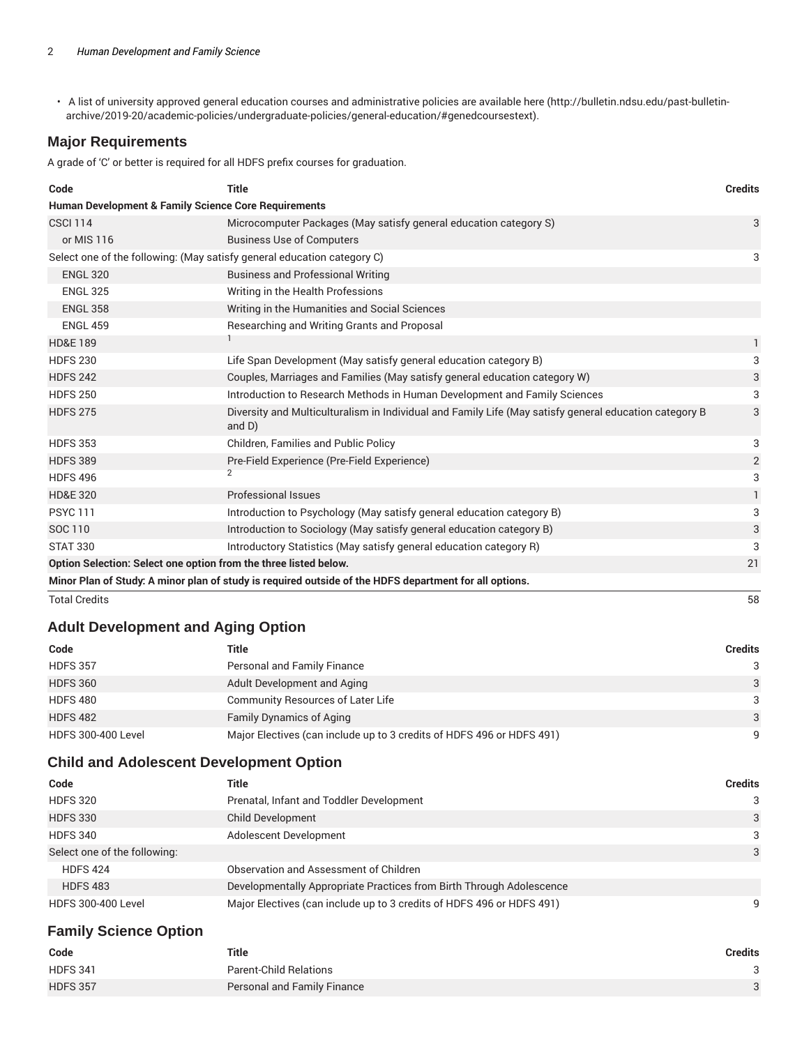- A list of university approved general education courses and administrative policies are available here (http://bulletin.ndsu.edu/past-bulletin-archive/2019-20/academic-policies/undergraduate-policies/general-education/#genedcoursestext).

## Major Requirements

A grade of 'C' or better is required for all HDFS prefix courses for graduation.

| Code | Title | Credits |
|---|---|---|
| **Human Development & Family Science Core Requirements** | | |
| CSCI 114 | Microcomputer Packages (May satisfy general education category S) | 3 |
| or MIS 116 | Business Use of Computers | |
| Select one of the following: (May satisfy general education category C) | | 3 |
| ENGL 320 | Business and Professional Writing | |
| ENGL 325 | Writing in the Health Professions | |
| ENGL 358 | Writing in the Humanities and Social Sciences | |
| ENGL 459 | Researching and Writing Grants and Proposal | |
| HD&E 189 | [1] | 1 |
| HDFS 230 | Life Span Development (May satisfy general education category B) | 3 |
| HDFS 242 | Couples, Marriages and Families (May satisfy general education category W) | 3 |
| HDFS 250 | Introduction to Research Methods in Human Development and Family Sciences | 3 |
| HDFS 275 | Diversity and Multiculturalism in Individual and Family Life (May satisfy general education category B and D) | 3 |
| HDFS 353 | Children, Families and Public Policy | 3 |
| HDFS 389 | Pre-Field Experience (Pre-Field Experience) | 2 |
| HDFS 496 | [2] | 3 |
| HD&E 320 | Professional Issues | 1 |
| PSYC 111 | Introduction to Psychology (May satisfy general education category B) | 3 |
| SOC 110 | Introduction to Sociology (May satisfy general education category B) | 3 |
| STAT 330 | Introductory Statistics (May satisfy general education category R) | 3 |
| **Option Selection: Select one option from the three listed below.** | | 21 |
| **Minor Plan of Study: A minor plan of study is required outside of the HDFS department for all options.** | | |
| Total Credits | | 58 |

## Adult Development and Aging Option

| Code | Title | Credits |
|---|---|---|
| HDFS 357 | Personal and Family Finance | 3 |
| HDFS 360 | Adult Development and Aging | 3 |
| HDFS 480 | Community Resources of Later Life | 3 |
| HDFS 482 | Family Dynamics of Aging | 3 |
| HDFS 300-400 Level | Major Electives (can include up to 3 credits of HDFS 496 or HDFS 491) | 9 |

## Child and Adolescent Development Option

| Code | Title | Credits |
|---|---|---|
| HDFS 320 | Prenatal, Infant and Toddler Development | 3 |
| HDFS 330 | Child Development | 3 |
| HDFS 340 | Adolescent Development | 3 |
| Select one of the following: | | 3 |
| HDFS 424 | Observation and Assessment of Children | |
| HDFS 483 | Developmentally Appropriate Practices from Birth Through Adolescence | |
| HDFS 300-400 Level | Major Electives (can include up to 3 credits of HDFS 496 or HDFS 491) | 9 |

## Family Science Option

| Code | Title | Credits |
|---|---|---|
| HDFS 341 | Parent-Child Relations | 3 |
| HDFS 357 | Personal and Family Finance | 3 |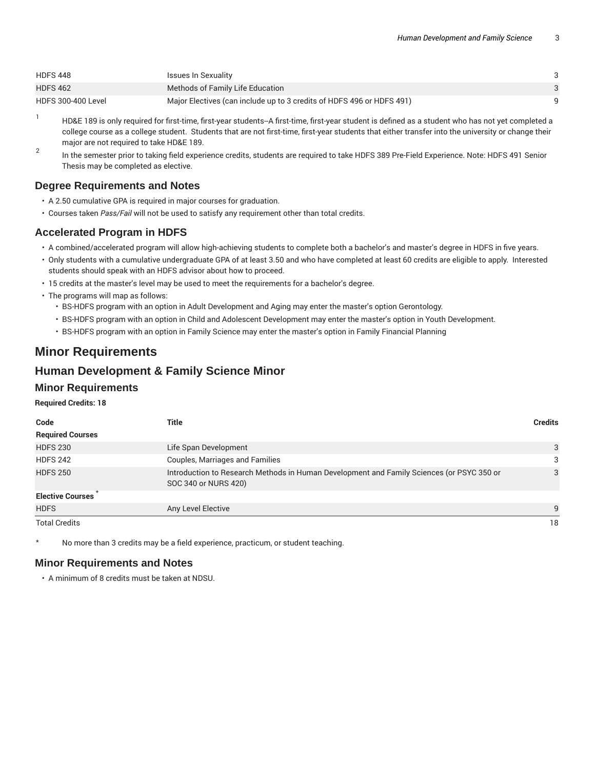| | | |
|---|---|---|
| HDFS 448 | Issues In Sexuality | 3 |
| HDFS 462 | Methods of Family Life Education | 3 |
| HDFS 300-400 Level | Major Electives (can include up to 3 credits of HDFS 496 or HDFS 491) | 9 |

1. HD&E 189 is only required for first-time, first-year students--A first-time, first-year student is defined as a student who has not yet completed a college course as a college student. Students that are not first-time, first-year students that either transfer into the university or change their major are not required to take HD&E 189.
2. In the semester prior to taking field experience credits, students are required to take HDFS 389 Pre-Field Experience. Note: HDFS 491 Senior Thesis may be completed as elective.

### Degree Requirements and Notes

- A 2.50 cumulative GPA is required in major courses for graduation.
- Courses taken *Pass/Fail* will not be used to satisfy any requirement other than total credits.

### Accelerated Program in HDFS

- A combined/accelerated program will allow high-achieving students to complete both a bachelor's and master's degree in HDFS in five years.
- Only students with a cumulative undergraduate GPA of at least 3.50 and who have completed at least 60 credits are eligible to apply. Interested students should speak with an HDFS advisor about how to proceed.
- 15 credits at the master's level may be used to meet the requirements for a bachelor's degree.
- The programs will map as follows:
  - BS-HDFS program with an option in Adult Development and Aging may enter the master's option Gerontology.
  - BS-HDFS program with an option in Child and Adolescent Development may enter the master's option in Youth Development.
  - BS-HDFS program with an option in Family Science may enter the master's option in Family Financial Planning

# Minor Requirements

## Human Development & Family Science Minor

### Minor Requirements

**Required Credits: 18**

| Code | Title | Credits |
|---|---|---|
| **Required Courses** | | |
| HDFS 230 | Life Span Development | 3 |
| HDFS 242 | Couples, Marriages and Families | 3 |
| HDFS 250 | Introduction to Research Methods in Human Development and Family Sciences (or PSYC 350 or SOC 340 or NURS 420) | 3 |
| **Elective Courses** * | | |
| HDFS | Any Level Elective | 9 |
| Total Credits | | 18 |

* No more than 3 credits may be a field experience, practicum, or student teaching.

### Minor Requirements and Notes

- A minimum of 8 credits must be taken at NDSU.